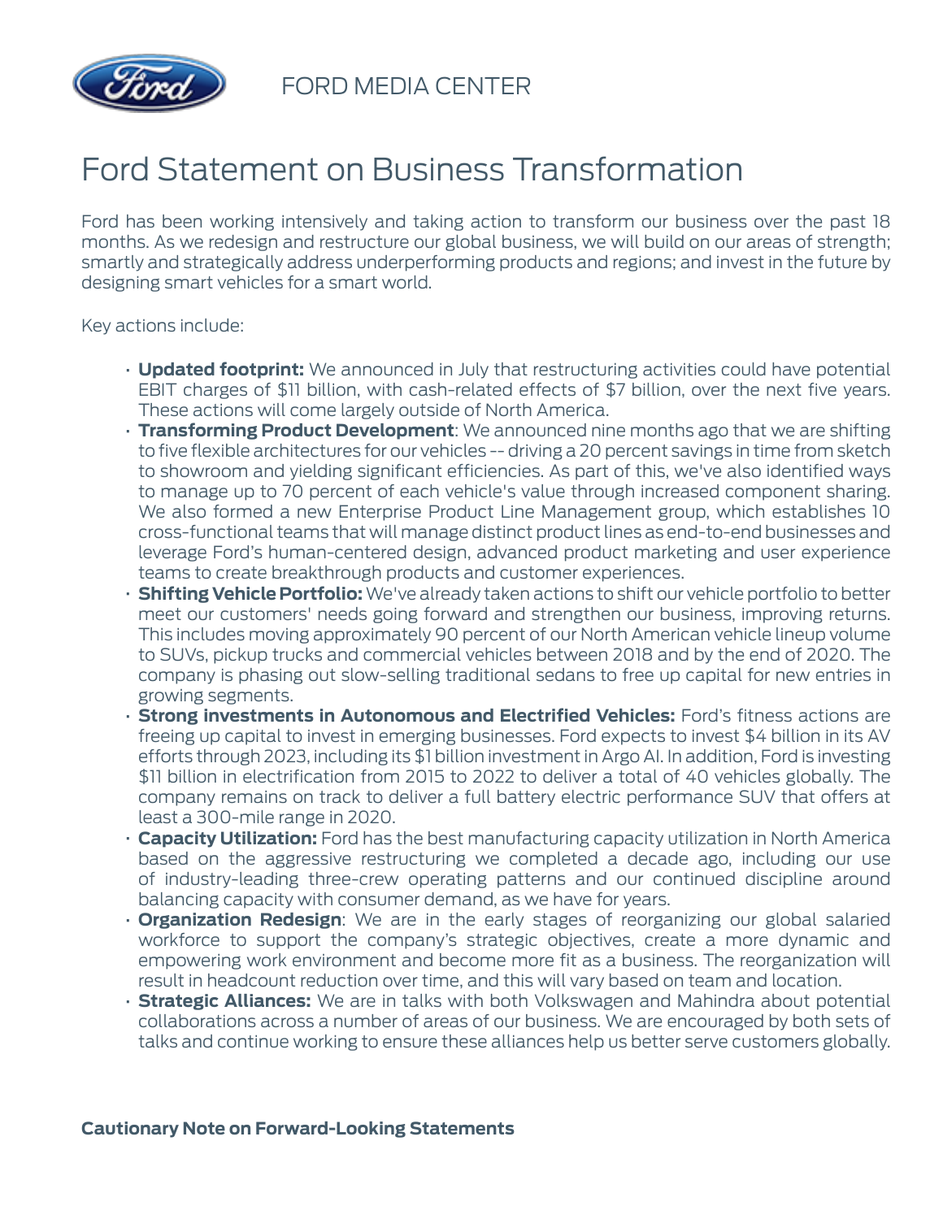FORD MEDIA CENTER

# Ford Statement on Business Transformation

Ford has been working intensively and taking action to transform our business over the past 18 months. As we redesign and restructure our global business, we will build on our areas of strength; smartly and strategically address underperforming products and regions; and invest in the future by designing smart vehicles for a smart world.

Key actions include:

- **Updated footprint:** We announced in July that restructuring activities could have potential EBIT charges of $11 billion, with cash-related effects of $7 billion, over the next five years. These actions will come largely outside of North America.
- **Transforming Product Development**: We announced nine months ago that we are shifting to five flexible architectures for our vehicles -- driving a 20 percent savings in time from sketch to showroom and yielding significant efficiencies. As part of this, we've also identified ways to manage up to 70 percent of each vehicle's value through increased component sharing. We also formed a new Enterprise Product Line Management group, which establishes 10 cross-functional teams that will manage distinct product lines as end-to-end businesses and leverage Ford's human-centered design, advanced product marketing and user experience teams to create breakthrough products and customer experiences.
- **Shifting Vehicle Portfolio:** We've already taken actions to shift our vehicle portfolio to better meet our customers' needs going forward and strengthen our business, improving returns. This includes moving approximately 90 percent of our North American vehicle lineup volume to SUVs, pickup trucks and commercial vehicles between 2018 and by the end of 2020. The company is phasing out slow-selling traditional sedans to free up capital for new entries in growing segments.
- **Strong investments in Autonomous and Electrified Vehicles:** Ford's fitness actions are freeing up capital to invest in emerging businesses. Ford expects to invest $4 billion in its AV efforts through 2023, including its $1 billion investment in Argo AI. In addition, Ford is investing $11 billion in electrification from 2015 to 2022 to deliver a total of 40 vehicles globally. The company remains on track to deliver a full battery electric performance SUV that offers at least a 300-mile range in 2020.
- **Capacity Utilization:** Ford has the best manufacturing capacity utilization in North America based on the aggressive restructuring we completed a decade ago, including our use of industry-leading three-crew operating patterns and our continued discipline around balancing capacity with consumer demand, as we have for years.
- **Organization Redesign**: We are in the early stages of reorganizing our global salaried workforce to support the company's strategic objectives, create a more dynamic and empowering work environment and become more fit as a business. The reorganization will result in headcount reduction over time, and this will vary based on team and location.
- **Strategic Alliances:** We are in talks with both Volkswagen and Mahindra about potential collaborations across a number of areas of our business. We are encouraged by both sets of talks and continue working to ensure these alliances help us better serve customers globally.

**Cautionary Note on Forward-Looking Statements**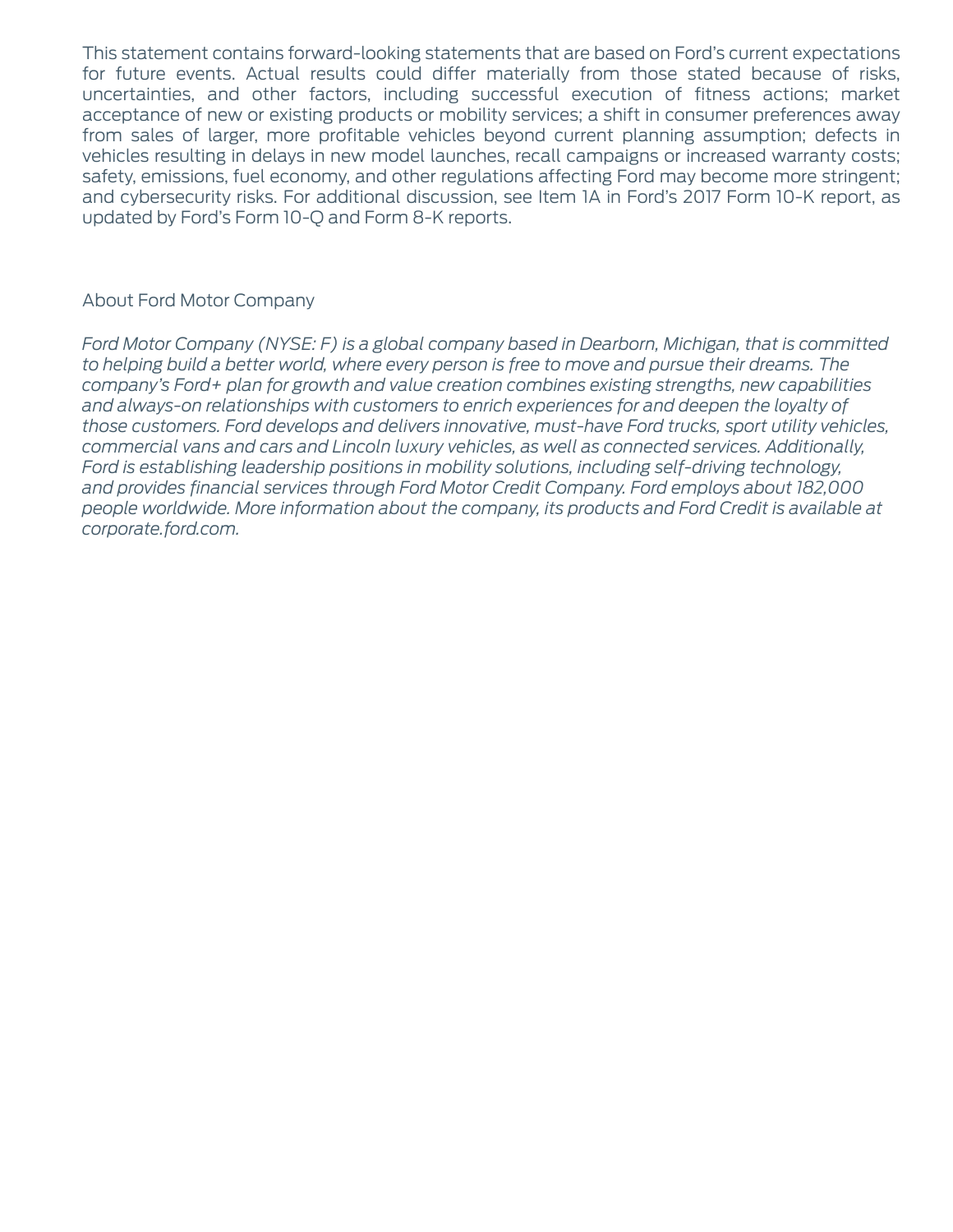This statement contains forward-looking statements that are based on Ford's current expectations for future events. Actual results could differ materially from those stated because of risks, uncertainties, and other factors, including successful execution of fitness actions; market acceptance of new or existing products or mobility services; a shift in consumer preferences away from sales of larger, more profitable vehicles beyond current planning assumption; defects in vehicles resulting in delays in new model launches, recall campaigns or increased warranty costs; safety, emissions, fuel economy, and other regulations affecting Ford may become more stringent; and cybersecurity risks. For additional discussion, see Item 1A in Ford's 2017 Form 10-K report, as updated by Ford's Form 10-Q and Form 8-K reports.

## About Ford Motor Company

*Ford Motor Company (NYSE: F) is a global company based in Dearborn, Michigan, that is committed to helping build a better world, where every person is free to move and pursue their dreams. The company's Ford+ plan for growth and value creation combines existing strengths, new capabilities and always-on relationships with customers to enrich experiences for and deepen the loyalty of those customers. Ford develops and delivers innovative, must-have Ford trucks, sport utility vehicles, commercial vans and cars and Lincoln luxury vehicles, as well as connected services. Additionally, Ford is establishing leadership positions in mobility solutions, including self-driving technology, and provides financial services through Ford Motor Credit Company. Ford employs about 182,000 people worldwide. More information about the company, its products and Ford Credit is available at corporate.ford.com.*